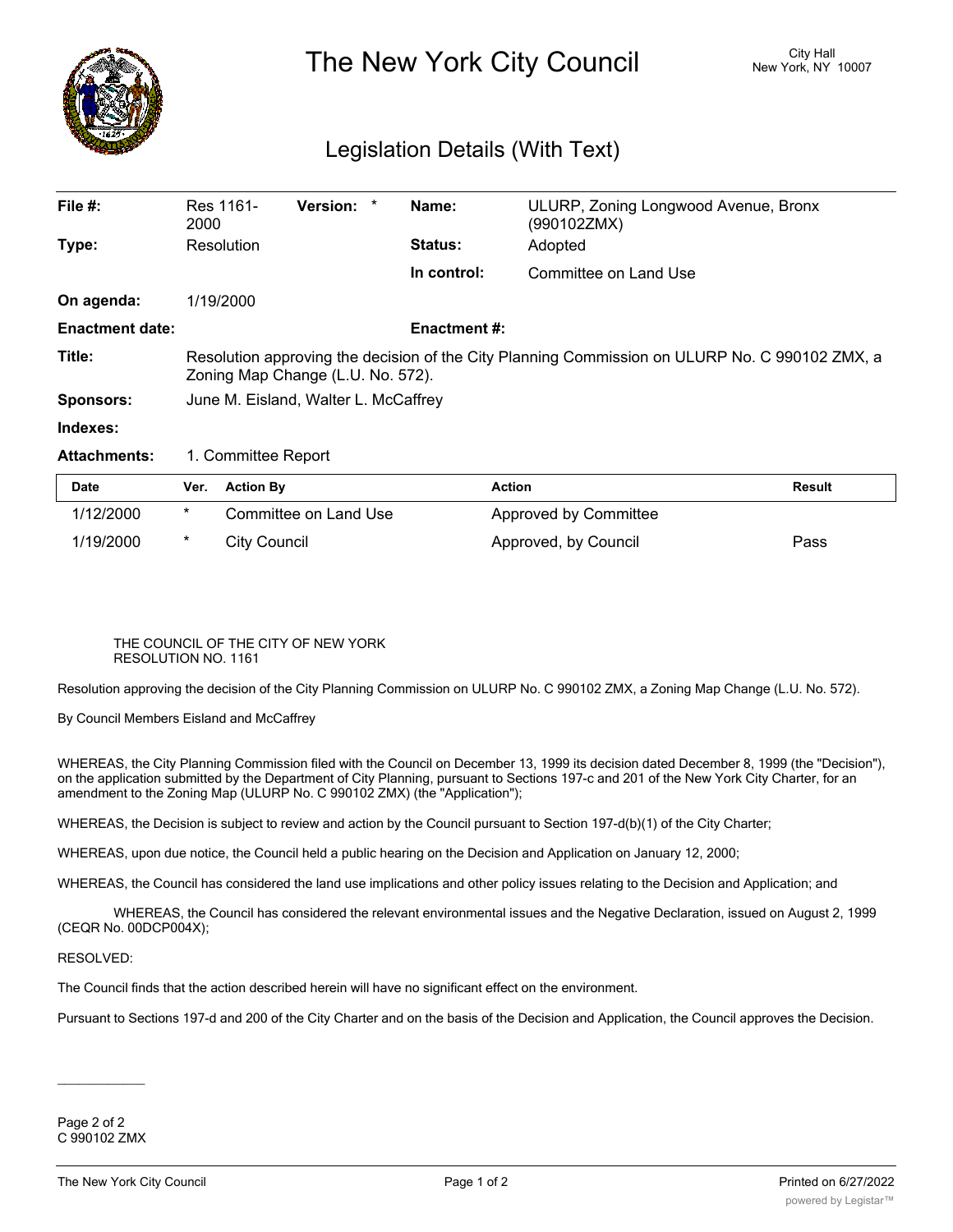# The New York City Council

City Hall
New York, NY 10007

## Legislation Details (With Text)

| | | | |
|---|---|---|---|
| **File #:** | Res 1161-2000 **Version:** * | **Name:** | ULURP, Zoning Longwood Avenue, Bronx (990102ZMX) |
| **Type:** | Resolution | **Status:** | Adopted |
| | | **In control:** | Committee on Land Use |
| **On agenda:** | 1/19/2000 | | |
| **Enactment date:** | | **Enactment #:** | |
| **Title:** | Resolution approving the decision of the City Planning Commission on ULURP No. C 990102 ZMX, a Zoning Map Change (L.U. No. 572). | | |
| **Sponsors:** | June M. Eisland, Walter L. McCaffrey | | |
| **Indexes:** | | | |
| **Attachments:** | 1. Committee Report | | |

| Date | Ver. | Action By | Action | Result |
|---|---|---|---|---|
| 1/12/2000 | * | Committee on Land Use | Approved by Committee | |
| 1/19/2000 | * | City Council | Approved, by Council | Pass |

THE COUNCIL OF THE CITY OF NEW YORK
RESOLUTION NO. 1161

Resolution approving the decision of the City Planning Commission on ULURP No. C 990102 ZMX, a Zoning Map Change (L.U. No. 572).

By Council Members Eisland and McCaffrey

WHEREAS, the City Planning Commission filed with the Council on December 13, 1999 its decision dated December 8, 1999 (the "Decision"), on the application submitted by the Department of City Planning, pursuant to Sections 197-c and 201 of the New York City Charter, for an amendment to the Zoning Map (ULURP No. C 990102 ZMX) (the "Application");

WHEREAS, the Decision is subject to review and action by the Council pursuant to Section 197-d(b)(1) of the City Charter;

WHEREAS, upon due notice, the Council held a public hearing on the Decision and Application on January 12, 2000;

WHEREAS, the Council has considered the land use implications and other policy issues relating to the Decision and Application; and

WHEREAS, the Council has considered the relevant environmental issues and the Negative Declaration, issued on August 2, 1999 (CEQR No. 00DCP004X);

RESOLVED:

The Council finds that the action described herein will have no significant effect on the environment.

Pursuant to Sections 197-d and 200 of the City Charter and on the basis of the Decision and Application, the Council approves the Decision.

Page 2 of 2
C 990102 ZMX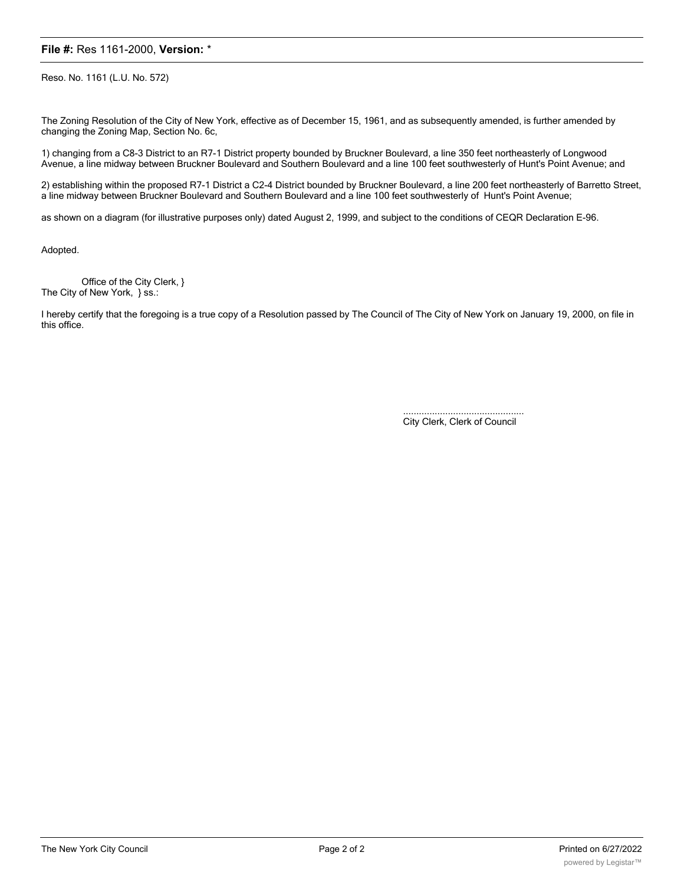**File #:** Res 1161-2000, **Version:** *

Reso. No. 1161 (L.U. No. 572)

The Zoning Resolution of the City of New York, effective as of December 15, 1961, and as subsequently amended, is further amended by changing the Zoning Map, Section No. 6c,

1) changing from a C8-3 District to an R7-1 District property bounded by Bruckner Boulevard, a line 350 feet northeasterly of Longwood Avenue, a line midway between Bruckner Boulevard and Southern Boulevard and a line 100 feet southwesterly of Hunt's Point Avenue; and

2) establishing within the proposed R7-1 District a C2-4 District bounded by Bruckner Boulevard, a line 200 feet northeasterly of Barretto Street, a line midway between Bruckner Boulevard and Southern Boulevard and a line 100 feet southwesterly of Hunt's Point Avenue;

as shown on a diagram (for illustrative purposes only) dated August 2, 1999, and subject to the conditions of CEQR Declaration E-96.

Adopted.

Office of the City Clerk, }
The City of New York, } ss.:

I hereby certify that the foregoing is a true copy of a Resolution passed by The Council of The City of New York on January 19, 2000, on file in this office.

..............................................
City Clerk, Clerk of Council